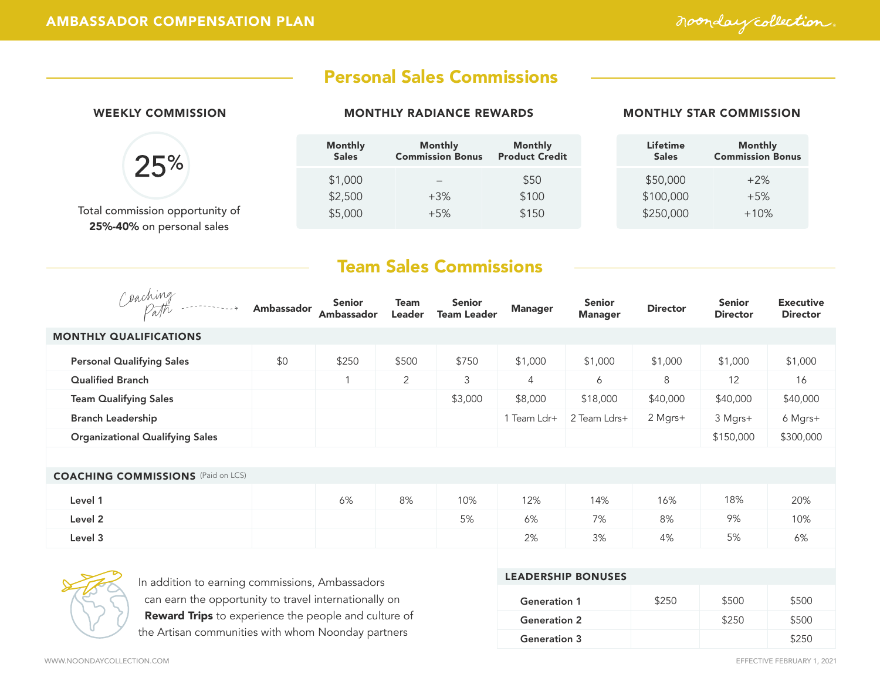# AMBASSADOR COMPENSATION PLAN

noonday collection

## Personal Sales Commissions

### WEEKLY COMMISSION

**25%**

Total commission opportunity of **25%-40%** on personal sales

### MONTHLY RADIANCE REWARDS

| Monthly Sales | Monthly Commission Bonus | Monthly Product Credit |
|---|---|---|
| $1,000 | – | $50 |
| $2,500 | +3% | $100 |
| $5,000 | +5% | $150 |

### MONTHLY STAR COMMISSION

| Lifetime Sales | Monthly Commission Bonus |
|---|---|
| $50,000 | +2% |
| $100,000 | +5% |
| $250,000 | +10% |

## Team Sales Commissions

| Coaching Path | Ambassador | Senior Ambassador | Team Leader | Senior Team Leader | Manager | Senior Manager | Director | Senior Director | Executive Director |
|---|---|---|---|---|---|---|---|---|---|
| **MONTHLY QUALIFICATIONS** | | | | | | | | | |
| Personal Qualifying Sales | $0 | $250 | $500 | $750 | $1,000 | $1,000 | $1,000 | $1,000 | $1,000 |
| Qualified Branch | | 1 | 2 | 3 | 4 | 6 | 8 | 12 | 16 |
| Team Qualifying Sales | | | | $3,000 | $8,000 | $18,000 | $40,000 | $40,000 | $40,000 |
| Branch Leadership | | | | | 1 Team Ldr+ | 2 Team Ldrs+ | 2 Mgrs+ | 3 Mgrs+ | 6 Mgrs+ |
| Organizational Qualifying Sales | | | | | | | | $150,000 | $300,000 |
| **COACHING COMMISSIONS** (Paid on LCS) | | | | | | | | | |
| Level 1 | | 6% | 8% | 10% | 12% | 14% | 16% | 18% | 20% |
| Level 2 | | | | 5% | 6% | 7% | 8% | 9% | 10% |
| Level 3 | | | | | 2% | 3% | 4% | 5% | 6% |

### LEADERSHIP BONUSES

| | Director | Senior Director | Executive Director |
|---|---|---|---|
| Generation 1 | $250 | $500 | $500 |
| Generation 2 | | $250 | $500 |
| Generation 3 | | | $250 |

In addition to earning commissions, Ambassadors can earn the opportunity to travel internationally on **Reward Trips** to experience the people and culture of the Artisan communities with whom Noonday partners

EFFECTIVE FEBRUARY 1, 2021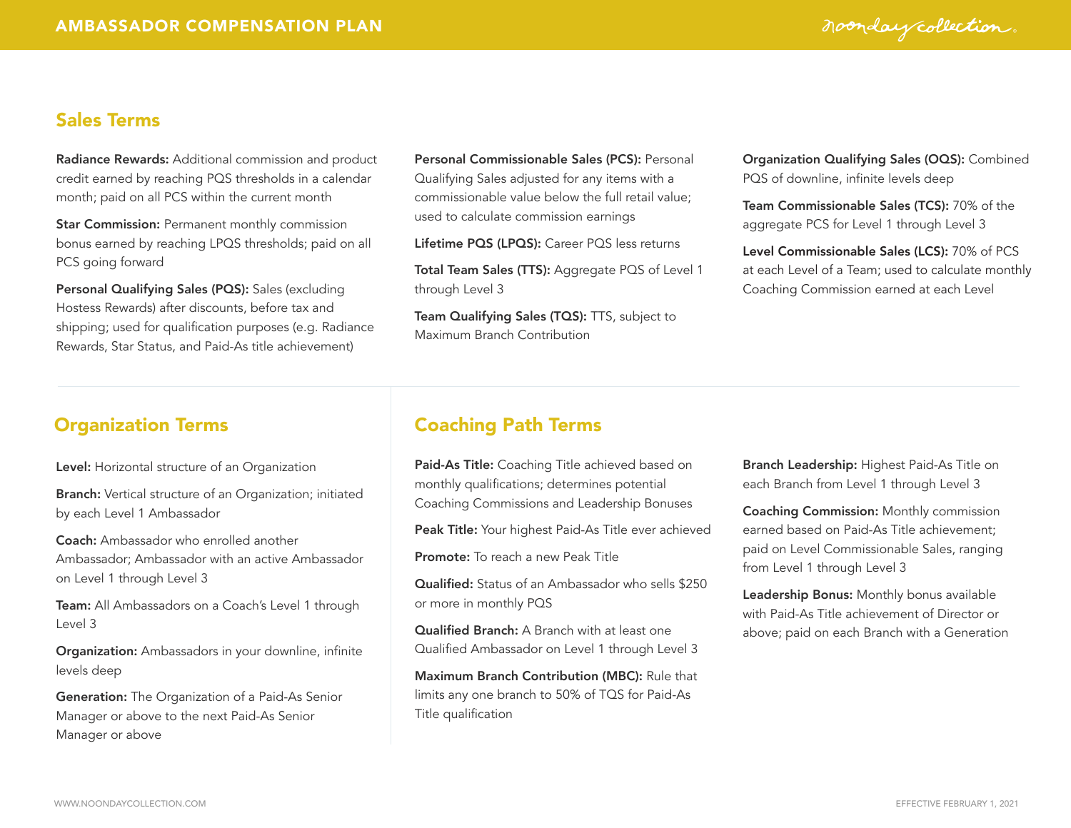## Sales Terms

**Radiance Rewards:** Additional commission and product credit earned by reaching PQS thresholds in a calendar month; paid on all PCS within the current month

**Star Commission:** Permanent monthly commission bonus earned by reaching LPQS thresholds; paid on all PCS going forward

**Personal Qualifying Sales (PQS):** Sales (excluding Hostess Rewards) after discounts, before tax and shipping; used for qualification purposes (e.g. Radiance Rewards, Star Status, and Paid-As title achievement)

**Personal Commissionable Sales (PCS):** Personal Qualifying Sales adjusted for any items with a commissionable value below the full retail value; used to calculate commission earnings

**Lifetime PQS (LPQS):** Career PQS less returns

**Total Team Sales (TTS):** Aggregate PQS of Level 1 through Level 3

**Team Qualifying Sales (TQS):** TTS, subject to Maximum Branch Contribution

**Organization Qualifying Sales (OQS):** Combined PQS of downline, infinite levels deep

**Team Commissionable Sales (TCS):** 70% of the aggregate PCS for Level 1 through Level 3

**Level Commissionable Sales (LCS):** 70% of PCS at each Level of a Team; used to calculate monthly Coaching Commission earned at each Level

## Organization Terms

**Level:** Horizontal structure of an Organization

**Branch:** Vertical structure of an Organization; initiated by each Level 1 Ambassador

**Coach:** Ambassador who enrolled another Ambassador; Ambassador with an active Ambassador on Level 1 through Level 3

**Team:** All Ambassadors on a Coach's Level 1 through Level 3

**Organization:** Ambassadors in your downline, infinite levels deep

**Generation:** The Organization of a Paid-As Senior Manager or above to the next Paid-As Senior Manager or above

## Coaching Path Terms

**Paid-As Title:** Coaching Title achieved based on monthly qualifications; determines potential Coaching Commissions and Leadership Bonuses

**Peak Title:** Your highest Paid-As Title ever achieved

**Promote:** To reach a new Peak Title

**Qualified:** Status of an Ambassador who sells $250 or more in monthly PQS

**Qualified Branch:** A Branch with at least one Qualified Ambassador on Level 1 through Level 3

**Maximum Branch Contribution (MBC):** Rule that limits any one branch to 50% of TQS for Paid-As Title qualification

**Branch Leadership:** Highest Paid-As Title on each Branch from Level 1 through Level 3

**Coaching Commission:** Monthly commission earned based on Paid-As Title achievement; paid on Level Commissionable Sales, ranging from Level 1 through Level 3

**Leadership Bonus:** Monthly bonus available with Paid-As Title achievement of Director or above; paid on each Branch with a Generation